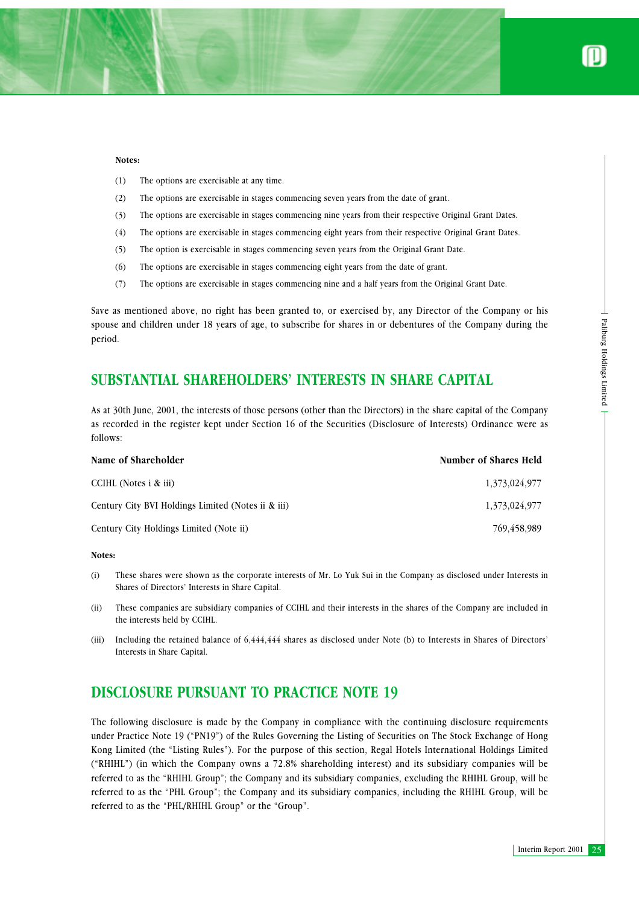**Notes:**

(1) The options are exercisable at any time.

(2) The options are exercisable in stages commencing seven years from the date of grant.

(3) The options are exercisable in stages commencing nine years from their respective Original Grant Dates.

(4) The options are exercisable in stages commencing eight years from their respective Original Grant Dates.

(5) The option is exercisable in stages commencing seven years from the Original Grant Date.

(6) The options are exercisable in stages commencing eight years from the date of grant.

(7) The options are exercisable in stages commencing nine and a half years from the Original Grant Date.

Save as mentioned above, no right has been granted to, or exercised by, any Director of the Company or his spouse and children under 18 years of age, to subscribe for shares in or debentures of the Company during the period.

## SUBSTANTIAL SHAREHOLDERS' INTERESTS IN SHARE CAPITAL

As at 30th June, 2001, the interests of those persons (other than the Directors) in the share capital of the Company as recorded in the register kept under Section 16 of the Securities (Disclosure of Interests) Ordinance were as follows:

| Name of Shareholder | Number of Shares Held |
|---|---|
| CCIHL (Notes i & iii) | 1,373,024,977 |
| Century City BVI Holdings Limited (Notes ii & iii) | 1,373,024,977 |
| Century City Holdings Limited (Note ii) | 769,458,989 |

**Notes:**

(i) These shares were shown as the corporate interests of Mr. Lo Yuk Sui in the Company as disclosed under Interests in Shares of Directors' Interests in Share Capital.

(ii) These companies are subsidiary companies of CCIHL and their interests in the shares of the Company are included in the interests held by CCIHL.

(iii) Including the retained balance of 6,444,444 shares as disclosed under Note (b) to Interests in Shares of Directors' Interests in Share Capital.

## DISCLOSURE PURSUANT TO PRACTICE NOTE 19

The following disclosure is made by the Company in compliance with the continuing disclosure requirements under Practice Note 19 ("PN19") of the Rules Governing the Listing of Securities on The Stock Exchange of Hong Kong Limited (the "Listing Rules"). For the purpose of this section, Regal Hotels International Holdings Limited ("RHIHL") (in which the Company owns a 72.8% shareholding interest) and its subsidiary companies will be referred to as the "RHIHL Group"; the Company and its subsidiary companies, excluding the RHIHL Group, will be referred to as the "PHL Group"; the Company and its subsidiary companies, including the RHIHL Group, will be referred to as the "PHL/RHIHL Group" or the "Group".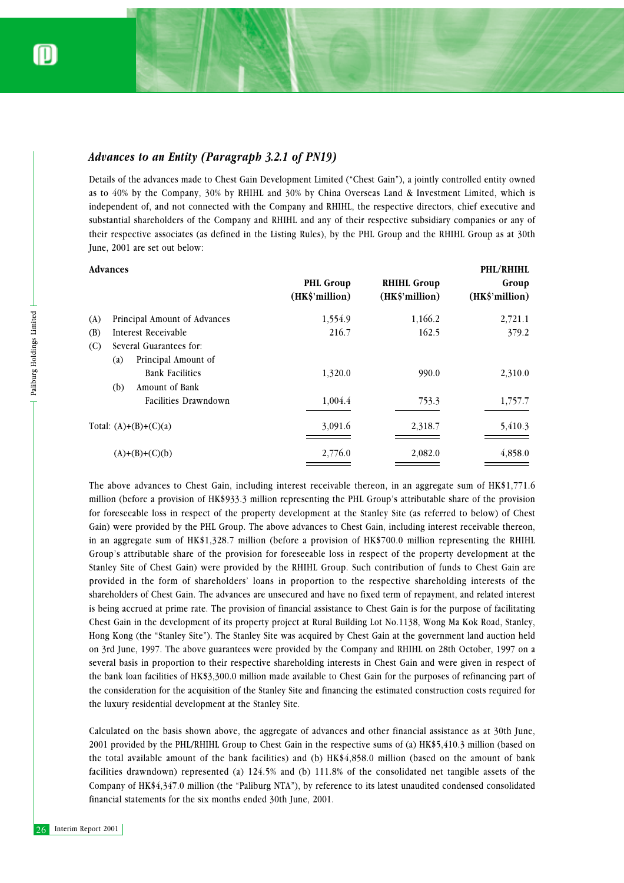### *Advances to an Entity (Paragraph 3.2.1 of PN19)*

Details of the advances made to Chest Gain Development Limited ("Chest Gain"), a jointly controlled entity owned as to 40% by the Company, 30% by RHIHL and 30% by China Overseas Land & Investment Limited, which is independent of, and not connected with the Company and RHIHL, the respective directors, chief executive and substantial shareholders of the Company and RHIHL and any of their respective subsidiary companies or any of their respective associates (as defined in the Listing Rules), by the PHL Group and the RHIHL Group as at 30th June, 2001 are set out below:

| **Advances** | **PHL Group (HK$'million)** | **RHIHL Group (HK$'million)** | **PHL/RHIHL Group (HK$'million)** |
|---|---|---|---|
| (A) Principal Amount of Advances | 1,554.9 | 1,166.2 | 2,721.1 |
| (B) Interest Receivable | 216.7 | 162.5 | 379.2 |
| (C) Several Guarantees for: | | | |
| (a) Principal Amount of Bank Facilities | 1,320.0 | 990.0 | 2,310.0 |
| (b) Amount of Bank Facilities Drawndown | 1,004.4 | 753.3 | 1,757.7 |
| Total: (A)+(B)+(C)(a) | 3,091.6 | 2,318.7 | 5,410.3 |
| (A)+(B)+(C)(b) | 2,776.0 | 2,082.0 | 4,858.0 |

The above advances to Chest Gain, including interest receivable thereon, in an aggregate sum of HK$1,771.6 million (before a provision of HK$933.3 million representing the PHL Group's attributable share of the provision for foreseeable loss in respect of the property development at the Stanley Site (as referred to below) of Chest Gain) were provided by the PHL Group. The above advances to Chest Gain, including interest receivable thereon, in an aggregate sum of HK$1,328.7 million (before a provision of HK$700.0 million representing the RHIHL Group's attributable share of the provision for foreseeable loss in respect of the property development at the Stanley Site of Chest Gain) were provided by the RHIHL Group. Such contribution of funds to Chest Gain are provided in the form of shareholders' loans in proportion to the respective shareholding interests of the shareholders of Chest Gain. The advances are unsecured and have no fixed term of repayment, and related interest is being accrued at prime rate. The provision of financial assistance to Chest Gain is for the purpose of facilitating Chest Gain in the development of its property project at Rural Building Lot No.1138, Wong Ma Kok Road, Stanley, Hong Kong (the "Stanley Site"). The Stanley Site was acquired by Chest Gain at the government land auction held on 3rd June, 1997. The above guarantees were provided by the Company and RHIHL on 28th October, 1997 on a several basis in proportion to their respective shareholding interests in Chest Gain and were given in respect of the bank loan facilities of HK$3,300.0 million made available to Chest Gain for the purposes of refinancing part of the consideration for the acquisition of the Stanley Site and financing the estimated construction costs required for the luxury residential development at the Stanley Site.

Calculated on the basis shown above, the aggregate of advances and other financial assistance as at 30th June, 2001 provided by the PHL/RHIHL Group to Chest Gain in the respective sums of (a) HK$5,410.3 million (based on the total available amount of the bank facilities) and (b) HK$4,858.0 million (based on the amount of bank facilities drawndown) represented (a) 124.5% and (b) 111.8% of the consolidated net tangible assets of the Company of HK$4,347.0 million (the "Paliburg NTA"), by reference to its latest unaudited condensed consolidated financial statements for the six months ended 30th June, 2001.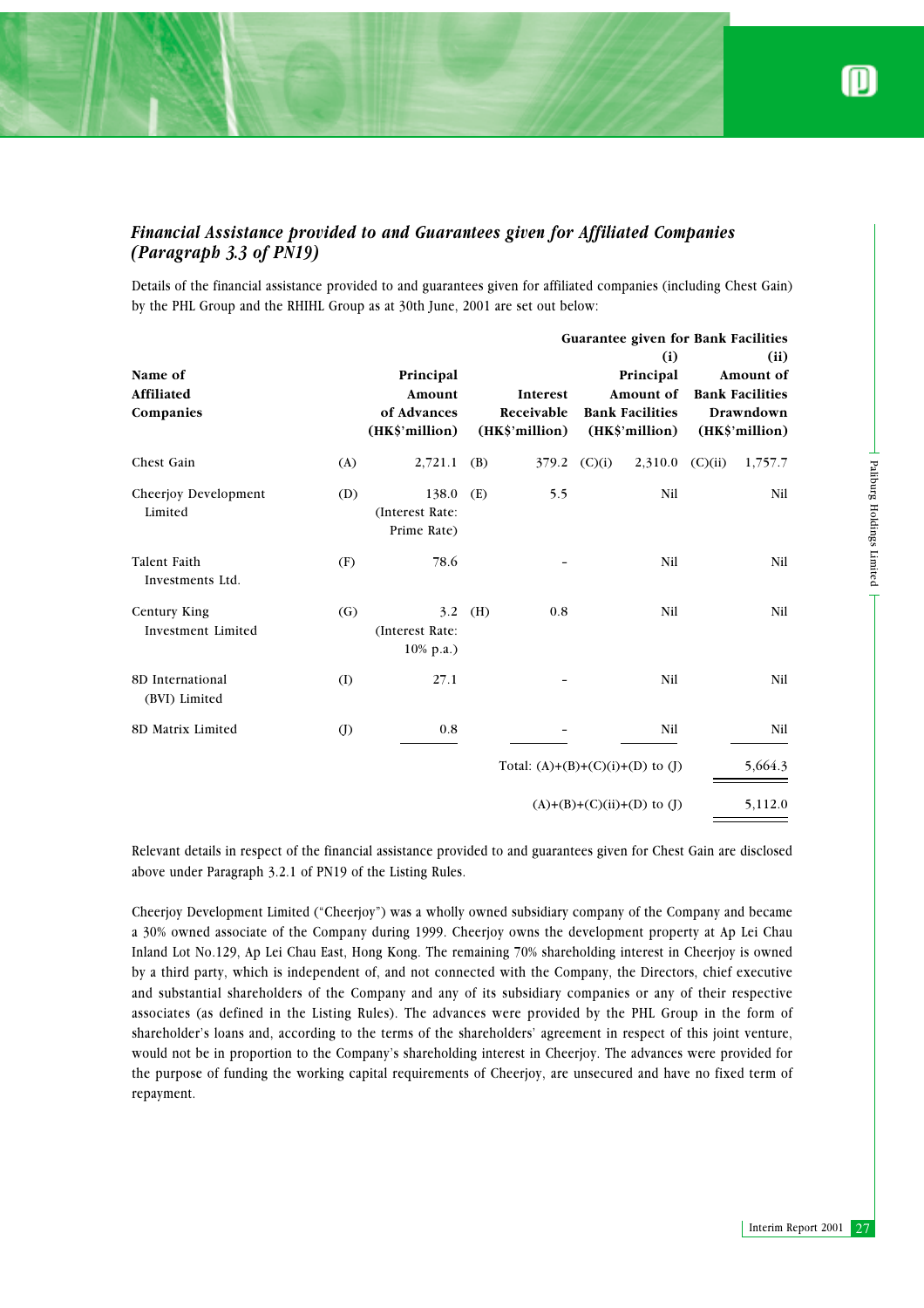### *Financial Assistance provided to and Guarantees given for Affiliated Companies (Paragraph 3.3 of PN19)*

Details of the financial assistance provided to and guarantees given for affiliated companies (including Chest Gain) by the PHL Group and the RHIHL Group as at 30th June, 2001 are set out below:

| Name of Affiliated Companies | | Principal Amount of Advances (HK$'million) | | Interest Receivable (HK$'million) | | Guarantee given for Bank Facilities (i) Principal Amount of Bank Facilities (HK$'million) | | Guarantee given for Bank Facilities (ii) Amount of Bank Facilities Drawndown (HK$'million) |
|---|---|---|---|---|---|---|---|---|
| Chest Gain | (A) | 2,721.1 | (B) | 379.2 | (C)(i) | 2,310.0 | (C)(ii) | 1,757.7 |
| Cheerjoy Development Limited | (D) | 138.0 (Interest Rate: Prime Rate) | (E) | 5.5 | | Nil | | Nil |
| Talent Faith Investments Ltd. | (F) | 78.6 | | - | | Nil | | Nil |
| Century King Investment Limited | (G) | 3.2 (Interest Rate: 10% p.a.) | (H) | 0.8 | | Nil | | Nil |
| 8D International (BVI) Limited | (I) | 27.1 | | - | | Nil | | Nil |
| 8D Matrix Limited | (J) | 0.8 | | - | | Nil | | Nil |
| | | | | Total: (A)+(B)+(C)(i)+(D) to (J) | | | | 5,664.3 |
| | | | | (A)+(B)+(C)(ii)+(D) to (J) | | | | 5,112.0 |

Relevant details in respect of the financial assistance provided to and guarantees given for Chest Gain are disclosed above under Paragraph 3.2.1 of PN19 of the Listing Rules.

Cheerjoy Development Limited ("Cheerjoy") was a wholly owned subsidiary company of the Company and became a 30% owned associate of the Company during 1999. Cheerjoy owns the development property at Ap Lei Chau Inland Lot No.129, Ap Lei Chau East, Hong Kong. The remaining 70% shareholding interest in Cheerjoy is owned by a third party, which is independent of, and not connected with the Company, the Directors, chief executive and substantial shareholders of the Company and any of its subsidiary companies or any of their respective associates (as defined in the Listing Rules). The advances were provided by the PHL Group in the form of shareholder's loans and, according to the terms of the shareholders' agreement in respect of this joint venture, would not be in proportion to the Company's shareholding interest in Cheerjoy. The advances were provided for the purpose of funding the working capital requirements of Cheerjoy, are unsecured and have no fixed term of repayment.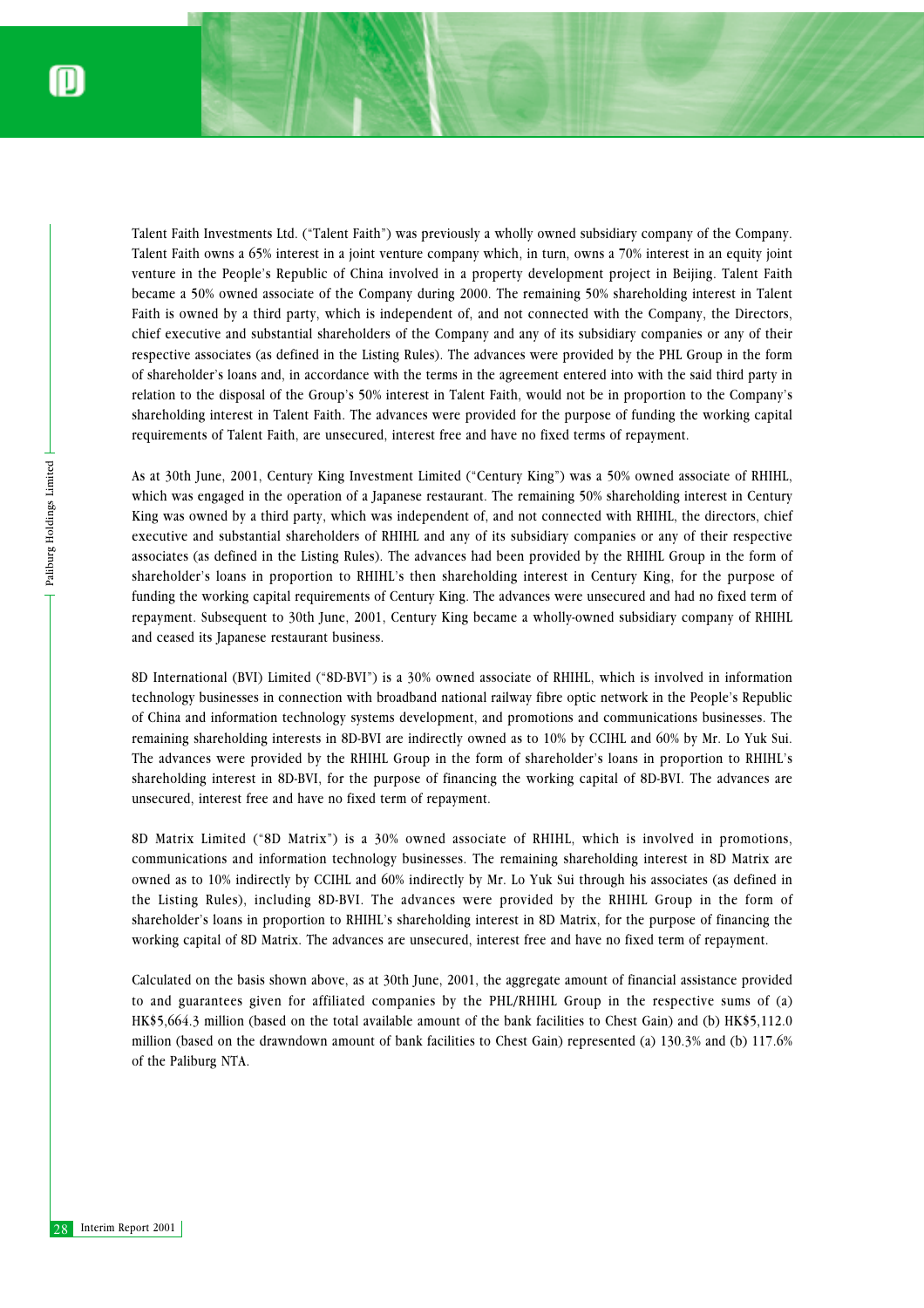Talent Faith Investments Ltd. ("Talent Faith") was previously a wholly owned subsidiary company of the Company. Talent Faith owns a 65% interest in a joint venture company which, in turn, owns a 70% interest in an equity joint venture in the People's Republic of China involved in a property development project in Beijing. Talent Faith became a 50% owned associate of the Company during 2000. The remaining 50% shareholding interest in Talent Faith is owned by a third party, which is independent of, and not connected with the Company, the Directors, chief executive and substantial shareholders of the Company and any of its subsidiary companies or any of their respective associates (as defined in the Listing Rules). The advances were provided by the PHL Group in the form of shareholder's loans and, in accordance with the terms in the agreement entered into with the said third party in relation to the disposal of the Group's 50% interest in Talent Faith, would not be in proportion to the Company's shareholding interest in Talent Faith. The advances were provided for the purpose of funding the working capital requirements of Talent Faith, are unsecured, interest free and have no fixed terms of repayment.

As at 30th June, 2001, Century King Investment Limited ("Century King") was a 50% owned associate of RHIHL, which was engaged in the operation of a Japanese restaurant. The remaining 50% shareholding interest in Century King was owned by a third party, which was independent of, and not connected with RHIHL, the directors, chief executive and substantial shareholders of RHIHL and any of its subsidiary companies or any of their respective associates (as defined in the Listing Rules). The advances had been provided by the RHIHL Group in the form of shareholder's loans in proportion to RHIHL's then shareholding interest in Century King, for the purpose of funding the working capital requirements of Century King. The advances were unsecured and had no fixed term of repayment. Subsequent to 30th June, 2001, Century King became a wholly-owned subsidiary company of RHIHL and ceased its Japanese restaurant business.

8D International (BVI) Limited ("8D-BVI") is a 30% owned associate of RHIHL, which is involved in information technology businesses in connection with broadband national railway fibre optic network in the People's Republic of China and information technology systems development, and promotions and communications businesses. The remaining shareholding interests in 8D-BVI are indirectly owned as to 10% by CCIHL and 60% by Mr. Lo Yuk Sui. The advances were provided by the RHIHL Group in the form of shareholder's loans in proportion to RHIHL's shareholding interest in 8D-BVI, for the purpose of financing the working capital of 8D-BVI. The advances are unsecured, interest free and have no fixed term of repayment.

8D Matrix Limited ("8D Matrix") is a 30% owned associate of RHIHL, which is involved in promotions, communications and information technology businesses. The remaining shareholding interest in 8D Matrix are owned as to 10% indirectly by CCIHL and 60% indirectly by Mr. Lo Yuk Sui through his associates (as defined in the Listing Rules), including 8D-BVI. The advances were provided by the RHIHL Group in the form of shareholder's loans in proportion to RHIHL's shareholding interest in 8D Matrix, for the purpose of financing the working capital of 8D Matrix. The advances are unsecured, interest free and have no fixed term of repayment.

Calculated on the basis shown above, as at 30th June, 2001, the aggregate amount of financial assistance provided to and guarantees given for affiliated companies by the PHL/RHIHL Group in the respective sums of (a) HK$5,664.3 million (based on the total available amount of the bank facilities to Chest Gain) and (b) HK$5,112.0 million (based on the drawndown amount of bank facilities to Chest Gain) represented (a) 130.3% and (b) 117.6% of the Paliburg NTA.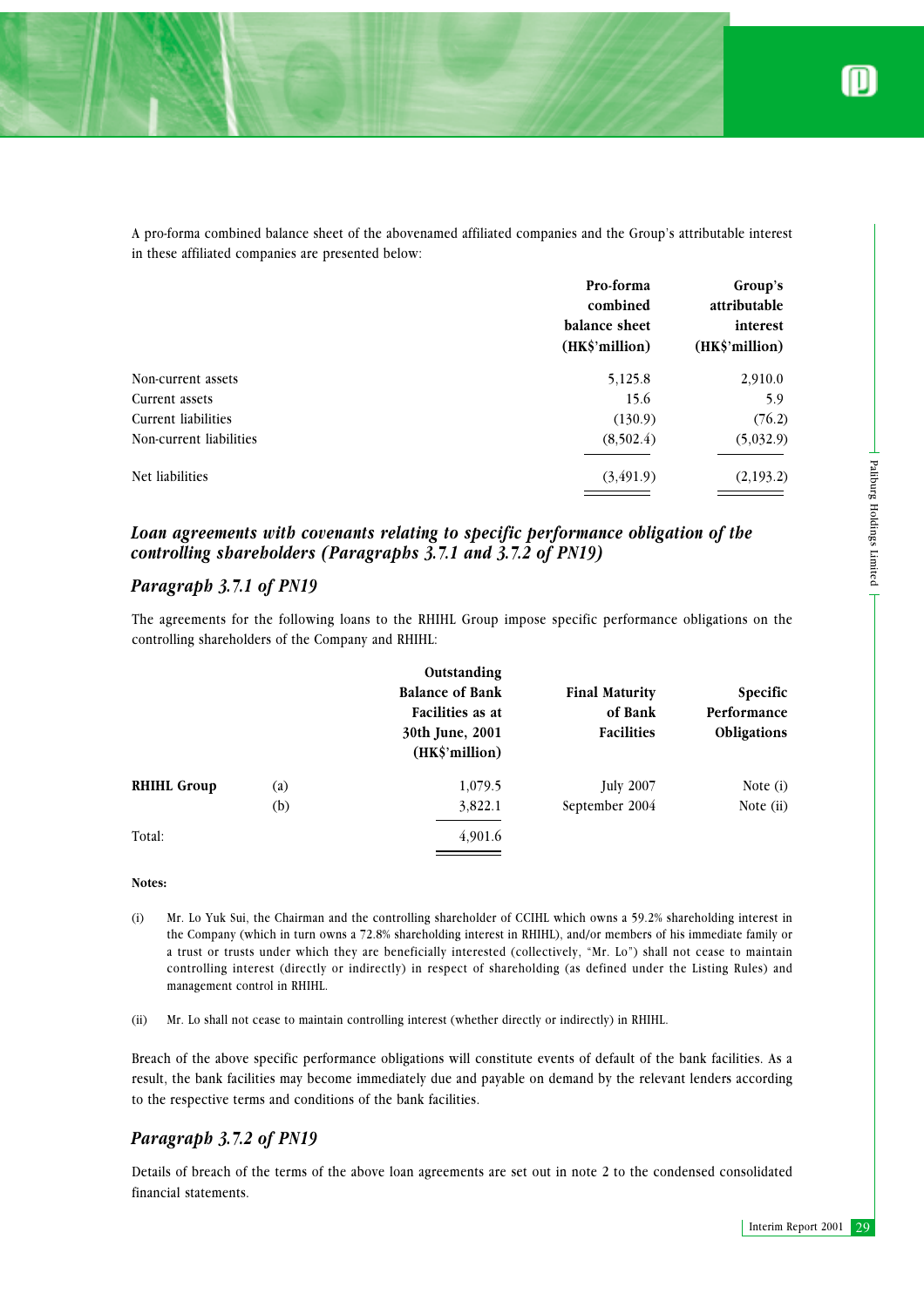A pro-forma combined balance sheet of the abovenamed affiliated companies and the Group's attributable interest in these affiliated companies are presented below:

| | Pro-forma combined balance sheet (HK$'million) | Group's attributable interest (HK$'million) |
|---|---|---|
| Non-current assets | 5,125.8 | 2,910.0 |
| Current assets | 15.6 | 5.9 |
| Current liabilities | (130.9) | (76.2) |
| Non-current liabilities | (8,502.4) | (5,032.9) |
| Net liabilities | (3,491.9) | (2,193.2) |

## *Loan agreements with covenants relating to specific performance obligation of the controlling shareholders (Paragraphs 3.7.1 and 3.7.2 of PN19)*

### *Paragraph 3.7.1 of PN19*

The agreements for the following loans to the RHIHL Group impose specific performance obligations on the controlling shareholders of the Company and RHIHL:

| | | Outstanding Balance of Bank Facilities as at 30th June, 2001 (HK$'million) | Final Maturity of Bank Facilities | Specific Performance Obligations |
|---|---|---|---|---|
| **RHIHL Group** | (a) | 1,079.5 | July 2007 | Note (i) |
| | (b) | 3,822.1 | September 2004 | Note (ii) |
| Total: | | 4,901.6 | | |

**Notes:**

(i) Mr. Lo Yuk Sui, the Chairman and the controlling shareholder of CCIHL which owns a 59.2% shareholding interest in the Company (which in turn owns a 72.8% shareholding interest in RHIHL), and/or members of his immediate family or a trust or trusts under which they are beneficially interested (collectively, "Mr. Lo") shall not cease to maintain controlling interest (directly or indirectly) in respect of shareholding (as defined under the Listing Rules) and management control in RHIHL.

(ii) Mr. Lo shall not cease to maintain controlling interest (whether directly or indirectly) in RHIHL.

Breach of the above specific performance obligations will constitute events of default of the bank facilities. As a result, the bank facilities may become immediately due and payable on demand by the relevant lenders according to the respective terms and conditions of the bank facilities.

### *Paragraph 3.7.2 of PN19*

Details of breach of the terms of the above loan agreements are set out in note 2 to the condensed consolidated financial statements.